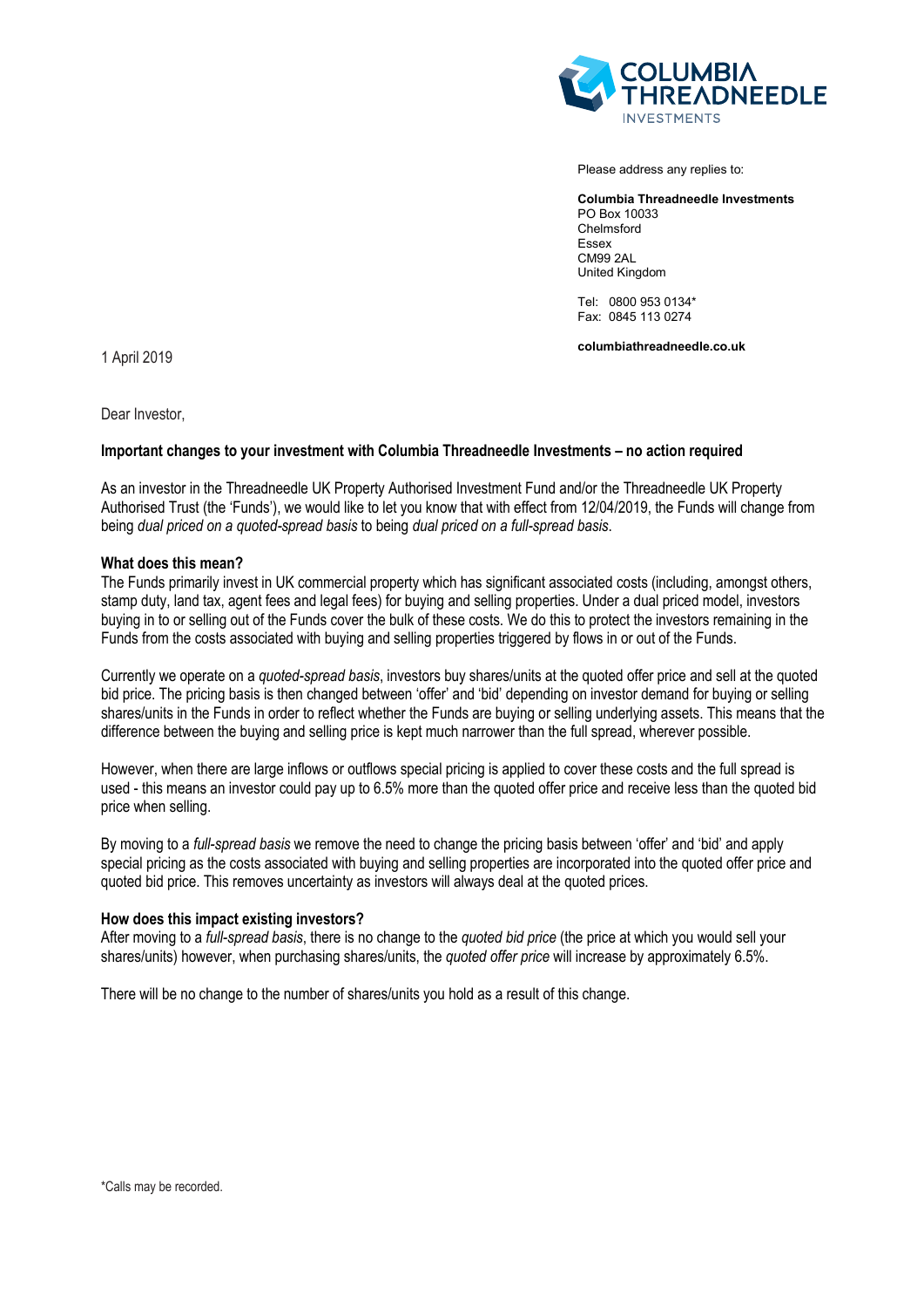Please address any replies to:

**Columbia Threadneedle Investments**
PO Box 10033
Chelmsford
Essex
CM99 2AL
United Kingdom

Tel: 0800 953 0134*
Fax: 0845 113 0274

**columbiathreadneedle.co.uk**

1 April 2019

Dear Investor,

**Important changes to your investment with Columbia Threadneedle Investments – no action required**

As an investor in the Threadneedle UK Property Authorised Investment Fund and/or the Threadneedle UK Property Authorised Trust (the 'Funds'), we would like to let you know that with effect from 12/04/2019, the Funds will change from being *dual priced on a quoted-spread basis* to being *dual priced on a full-spread basis*.

**What does this mean?**

The Funds primarily invest in UK commercial property which has significant associated costs (including, amongst others, stamp duty, land tax, agent fees and legal fees) for buying and selling properties. Under a dual priced model, investors buying in to or selling out of the Funds cover the bulk of these costs. We do this to protect the investors remaining in the Funds from the costs associated with buying and selling properties triggered by flows in or out of the Funds.

Currently we operate on a *quoted-spread basis*, investors buy shares/units at the quoted offer price and sell at the quoted bid price. The pricing basis is then changed between 'offer' and 'bid' depending on investor demand for buying or selling shares/units in the Funds in order to reflect whether the Funds are buying or selling underlying assets. This means that the difference between the buying and selling price is kept much narrower than the full spread, wherever possible.

However, when there are large inflows or outflows special pricing is applied to cover these costs and the full spread is used - this means an investor could pay up to 6.5% more than the quoted offer price and receive less than the quoted bid price when selling.

By moving to a *full-spread basis* we remove the need to change the pricing basis between 'offer' and 'bid' and apply special pricing as the costs associated with buying and selling properties are incorporated into the quoted offer price and quoted bid price. This removes uncertainty as investors will always deal at the quoted prices.

**How does this impact existing investors?**

After moving to a *full-spread basis*, there is no change to the *quoted bid price* (the price at which you would sell your shares/units) however, when purchasing shares/units, the *quoted offer price* will increase by approximately 6.5%.

There will be no change to the number of shares/units you hold as a result of this change.

*Calls may be recorded.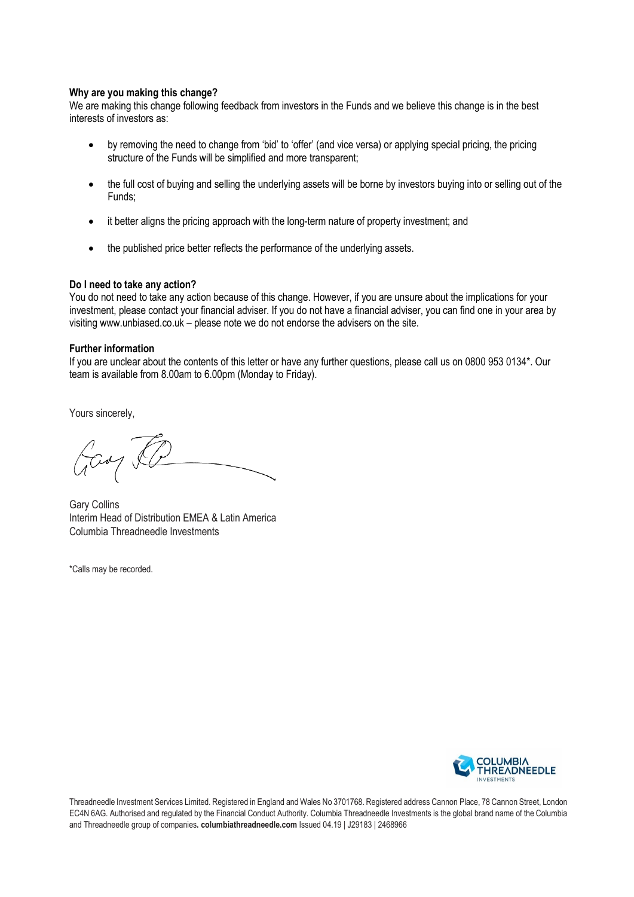**Why are you making this change?**
We are making this change following feedback from investors in the Funds and we believe this change is in the best interests of investors as:

- by removing the need to change from 'bid' to 'offer' (and vice versa) or applying special pricing, the pricing structure of the Funds will be simplified and more transparent;
- the full cost of buying and selling the underlying assets will be borne by investors buying into or selling out of the Funds;
- it better aligns the pricing approach with the long-term nature of property investment; and
- the published price better reflects the performance of the underlying assets.

**Do I need to take any action?**
You do not need to take any action because of this change. However, if you are unsure about the implications for your investment, please contact your financial adviser. If you do not have a financial adviser, you can find one in your area by visiting www.unbiased.co.uk – please note we do not endorse the advisers on the site.

**Further information**
If you are unclear about the contents of this letter or have any further questions, please call us on 0800 953 0134*. Our team is available from 8.00am to 6.00pm (Monday to Friday).

Yours sincerely,

Gary Collins
Interim Head of Distribution EMEA & Latin America
Columbia Threadneedle Investments

*Calls may be recorded.

Threadneedle Investment Services Limited. Registered in England and Wales No 3701768. Registered address Cannon Place, 78 Cannon Street, London EC4N 6AG. Authorised and regulated by the Financial Conduct Authority. Columbia Threadneedle Investments is the global brand name of the Columbia and Threadneedle group of companies. **columbiathreadneedle.com** Issued 04.19 | J29183 | 2468966